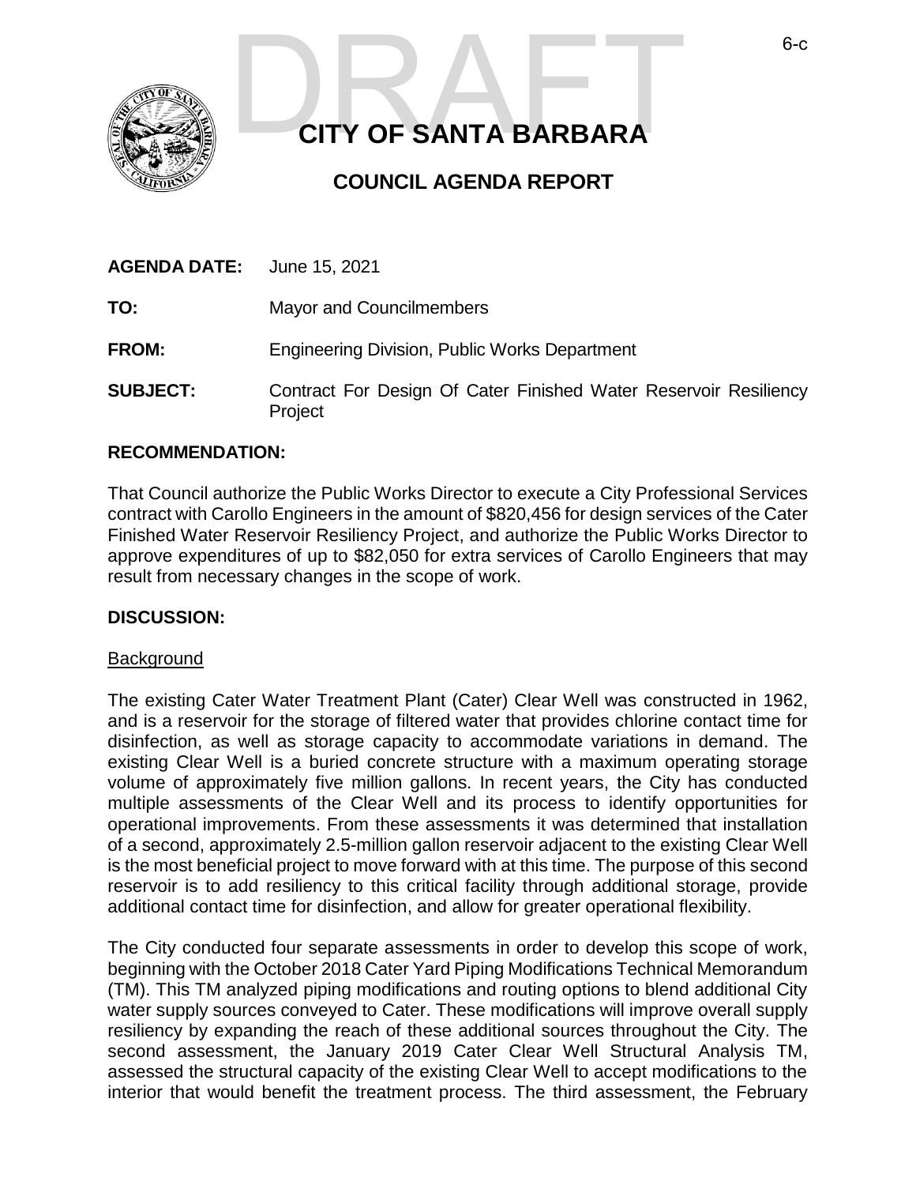# CITY OF SANTA BARBARA

## COUNCIL AGENDA REPORT

**AGENDA DATE:** June 15, 2021

**TO:** Mayor and Councilmembers

**FROM:** Engineering Division, Public Works Department

**SUBJECT:** Contract For Design Of Cater Finished Water Reservoir Resiliency Project

### RECOMMENDATION:

That Council authorize the Public Works Director to execute a City Professional Services contract with Carollo Engineers in the amount of $820,456 for design services of the Cater Finished Water Reservoir Resiliency Project, and authorize the Public Works Director to approve expenditures of up to $82,050 for extra services of Carollo Engineers that may result from necessary changes in the scope of work.

### DISCUSSION:

Background

The existing Cater Water Treatment Plant (Cater) Clear Well was constructed in 1962, and is a reservoir for the storage of filtered water that provides chlorine contact time for disinfection, as well as storage capacity to accommodate variations in demand. The existing Clear Well is a buried concrete structure with a maximum operating storage volume of approximately five million gallons. In recent years, the City has conducted multiple assessments of the Clear Well and its process to identify opportunities for operational improvements. From these assessments it was determined that installation of a second, approximately 2.5-million gallon reservoir adjacent to the existing Clear Well is the most beneficial project to move forward with at this time. The purpose of this second reservoir is to add resiliency to this critical facility through additional storage, provide additional contact time for disinfection, and allow for greater operational flexibility.

The City conducted four separate assessments in order to develop this scope of work, beginning with the October 2018 Cater Yard Piping Modifications Technical Memorandum (TM). This TM analyzed piping modifications and routing options to blend additional City water supply sources conveyed to Cater. These modifications will improve overall supply resiliency by expanding the reach of these additional sources throughout the City. The second assessment, the January 2019 Cater Clear Well Structural Analysis TM, assessed the structural capacity of the existing Clear Well to accept modifications to the interior that would benefit the treatment process. The third assessment, the February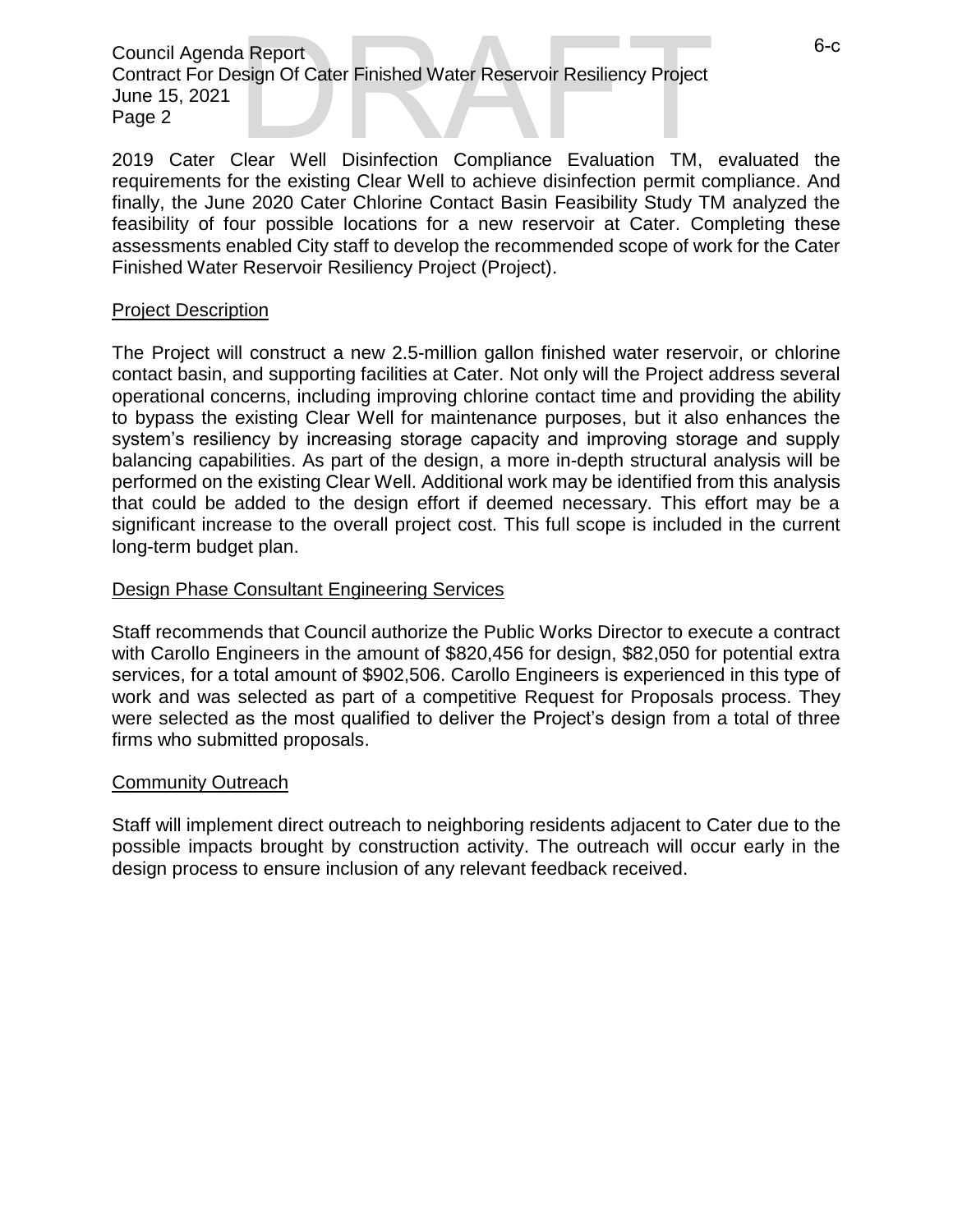2019 Cater Clear Well Disinfection Compliance Evaluation TM, evaluated the requirements for the existing Clear Well to achieve disinfection permit compliance. And finally, the June 2020 Cater Chlorine Contact Basin Feasibility Study TM analyzed the feasibility of four possible locations for a new reservoir at Cater. Completing these assessments enabled City staff to develop the recommended scope of work for the Cater Finished Water Reservoir Resiliency Project (Project).

## Project Description

The Project will construct a new 2.5-million gallon finished water reservoir, or chlorine contact basin, and supporting facilities at Cater. Not only will the Project address several operational concerns, including improving chlorine contact time and providing the ability to bypass the existing Clear Well for maintenance purposes, but it also enhances the system's resiliency by increasing storage capacity and improving storage and supply balancing capabilities. As part of the design, a more in-depth structural analysis will be performed on the existing Clear Well. Additional work may be identified from this analysis that could be added to the design effort if deemed necessary. This effort may be a significant increase to the overall project cost. This full scope is included in the current long-term budget plan.

## Design Phase Consultant Engineering Services

Staff recommends that Council authorize the Public Works Director to execute a contract with Carollo Engineers in the amount of $820,456 for design, $82,050 for potential extra services, for a total amount of $902,506. Carollo Engineers is experienced in this type of work and was selected as part of a competitive Request for Proposals process. They were selected as the most qualified to deliver the Project's design from a total of three firms who submitted proposals.

## Community Outreach

Staff will implement direct outreach to neighboring residents adjacent to Cater due to the possible impacts brought by construction activity. The outreach will occur early in the design process to ensure inclusion of any relevant feedback received.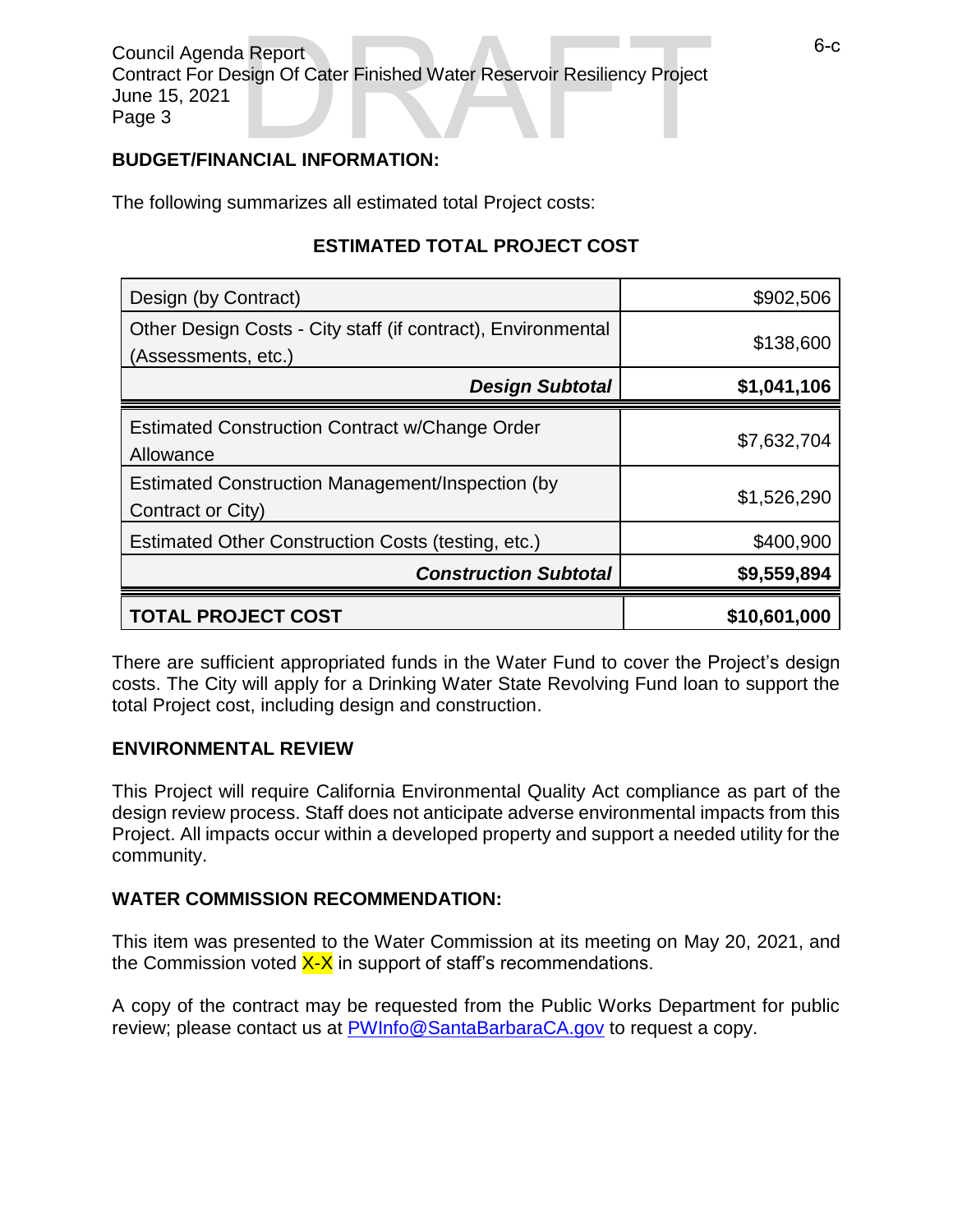**BUDGET/FINANCIAL INFORMATION:**

The following summarizes all estimated total Project costs:

**ESTIMATED TOTAL PROJECT COST**

| | |
|---|---:|
| Design (by Contract) | $902,506 |
| Other Design Costs - City staff (if contract), Environmental (Assessments, etc.) | $138,600 |
| ***Design Subtotal*** | **$1,041,106** |
| Estimated Construction Contract w/Change Order Allowance | $7,632,704 |
| Estimated Construction Management/Inspection (by Contract or City) | $1,526,290 |
| Estimated Other Construction Costs (testing, etc.) | $400,900 |
| ***Construction Subtotal*** | **$9,559,894** |
| **TOTAL PROJECT COST** | **$10,601,000** |

There are sufficient appropriated funds in the Water Fund to cover the Project's design costs. The City will apply for a Drinking Water State Revolving Fund loan to support the total Project cost, including design and construction.

**ENVIRONMENTAL REVIEW**

This Project will require California Environmental Quality Act compliance as part of the design review process. Staff does not anticipate adverse environmental impacts from this Project. All impacts occur within a developed property and support a needed utility for the community.

**WATER COMMISSION RECOMMENDATION:**

This item was presented to the Water Commission at its meeting on May 20, 2021, and the Commission voted X-X in support of staff's recommendations.

A copy of the contract may be requested from the Public Works Department for public review; please contact us at PWInfo@SantaBarbaraCA.gov to request a copy.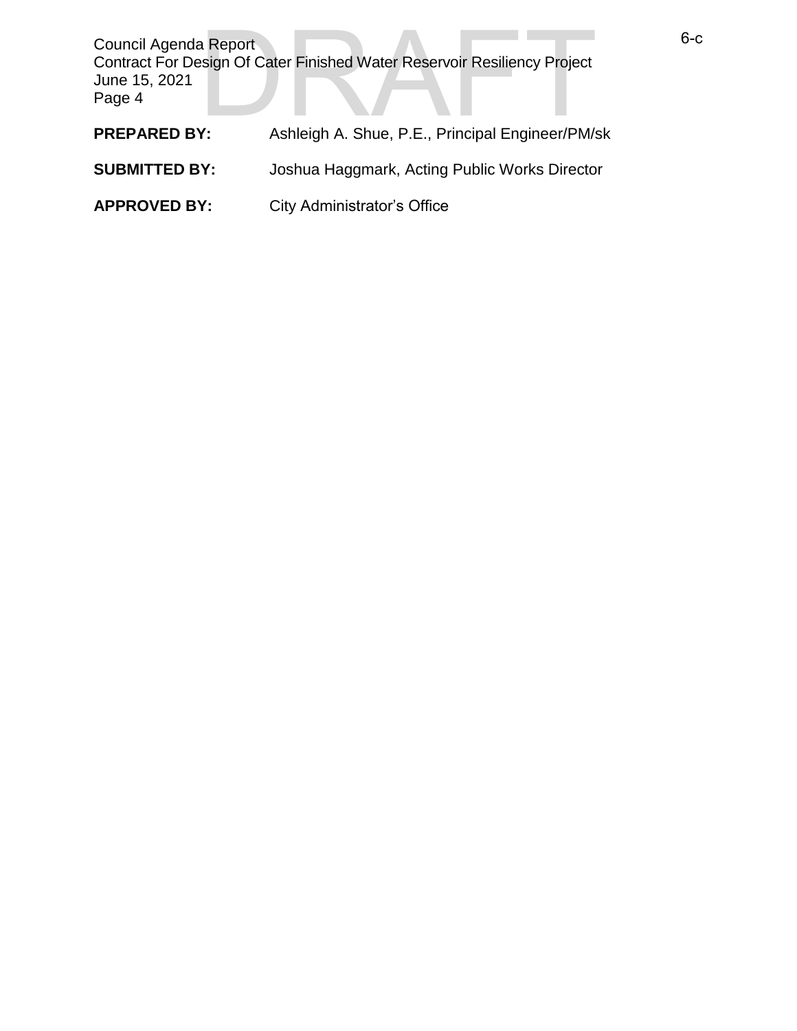**PREPARED BY:** Ashleigh A. Shue, P.E., Principal Engineer/PM/sk

**SUBMITTED BY:** Joshua Haggmark, Acting Public Works Director

**APPROVED BY:** City Administrator's Office